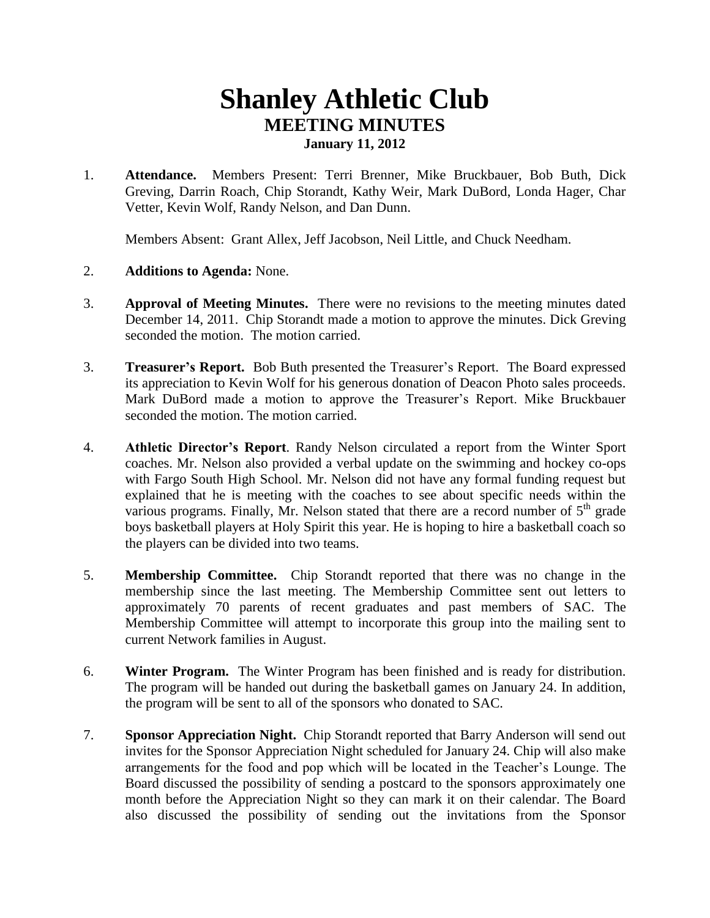# Shanley Athletic Club

## MEETING MINUTES

### January 11, 2012

1. **Attendance.** Members Present: Terri Brenner, Mike Bruckbauer, Bob Buth, Dick Greving, Darrin Roach, Chip Storandt, Kathy Weir, Mark DuBord, Londa Hager, Char Vetter, Kevin Wolf, Randy Nelson, and Dan Dunn.

   Members Absent: Grant Allex, Jeff Jacobson, Neil Little, and Chuck Needham.

2. **Additions to Agenda:** None.

3. **Approval of Meeting Minutes.** There were no revisions to the meeting minutes dated December 14, 2011. Chip Storandt made a motion to approve the minutes. Dick Greving seconded the motion. The motion carried.

3. **Treasurer's Report.** Bob Buth presented the Treasurer's Report. The Board expressed its appreciation to Kevin Wolf for his generous donation of Deacon Photo sales proceeds. Mark DuBord made a motion to approve the Treasurer's Report. Mike Bruckbauer seconded the motion. The motion carried.

4. **Athletic Director's Report**. Randy Nelson circulated a report from the Winter Sport coaches. Mr. Nelson also provided a verbal update on the swimming and hockey co-ops with Fargo South High School. Mr. Nelson did not have any formal funding request but explained that he is meeting with the coaches to see about specific needs within the various programs. Finally, Mr. Nelson stated that there are a record number of 5th grade boys basketball players at Holy Spirit this year. He is hoping to hire a basketball coach so the players can be divided into two teams.

5. **Membership Committee.** Chip Storandt reported that there was no change in the membership since the last meeting. The Membership Committee sent out letters to approximately 70 parents of recent graduates and past members of SAC. The Membership Committee will attempt to incorporate this group into the mailing sent to current Network families in August.

6. **Winter Program.** The Winter Program has been finished and is ready for distribution. The program will be handed out during the basketball games on January 24. In addition, the program will be sent to all of the sponsors who donated to SAC.

7. **Sponsor Appreciation Night.** Chip Storandt reported that Barry Anderson will send out invites for the Sponsor Appreciation Night scheduled for January 24. Chip will also make arrangements for the food and pop which will be located in the Teacher's Lounge. The Board discussed the possibility of sending a postcard to the sponsors approximately one month before the Appreciation Night so they can mark it on their calendar. The Board also discussed the possibility of sending out the invitations from the Sponsor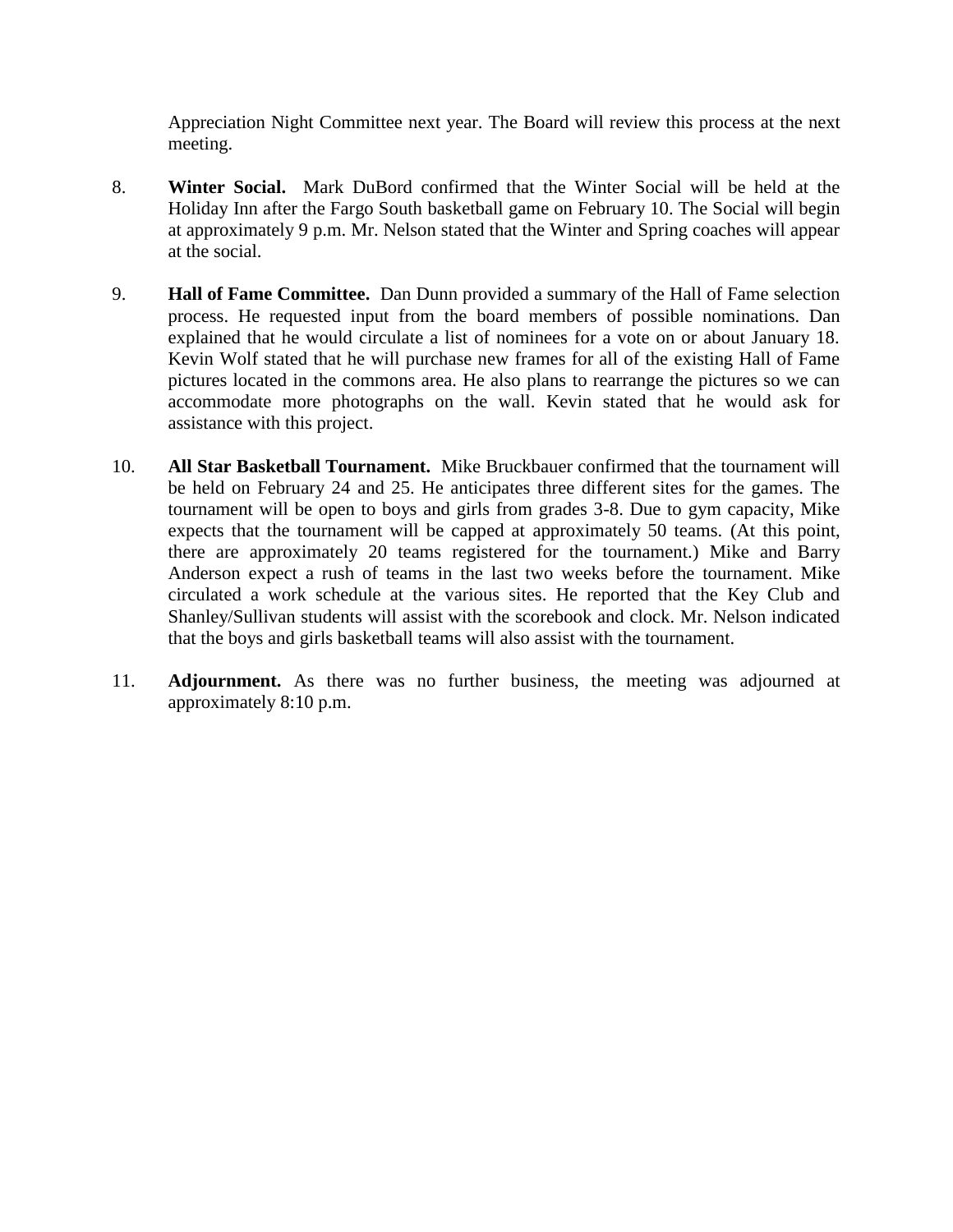Appreciation Night Committee next year. The Board will review this process at the next meeting.

8. **Winter Social.** Mark DuBord confirmed that the Winter Social will be held at the Holiday Inn after the Fargo South basketball game on February 10. The Social will begin at approximately 9 p.m. Mr. Nelson stated that the Winter and Spring coaches will appear at the social.

9. **Hall of Fame Committee.** Dan Dunn provided a summary of the Hall of Fame selection process. He requested input from the board members of possible nominations. Dan explained that he would circulate a list of nominees for a vote on or about January 18. Kevin Wolf stated that he will purchase new frames for all of the existing Hall of Fame pictures located in the commons area. He also plans to rearrange the pictures so we can accommodate more photographs on the wall. Kevin stated that he would ask for assistance with this project.

10. **All Star Basketball Tournament.** Mike Bruckbauer confirmed that the tournament will be held on February 24 and 25. He anticipates three different sites for the games. The tournament will be open to boys and girls from grades 3-8. Due to gym capacity, Mike expects that the tournament will be capped at approximately 50 teams. (At this point, there are approximately 20 teams registered for the tournament.) Mike and Barry Anderson expect a rush of teams in the last two weeks before the tournament. Mike circulated a work schedule at the various sites. He reported that the Key Club and Shanley/Sullivan students will assist with the scorebook and clock. Mr. Nelson indicated that the boys and girls basketball teams will also assist with the tournament.

11. **Adjournment.** As there was no further business, the meeting was adjourned at approximately 8:10 p.m.